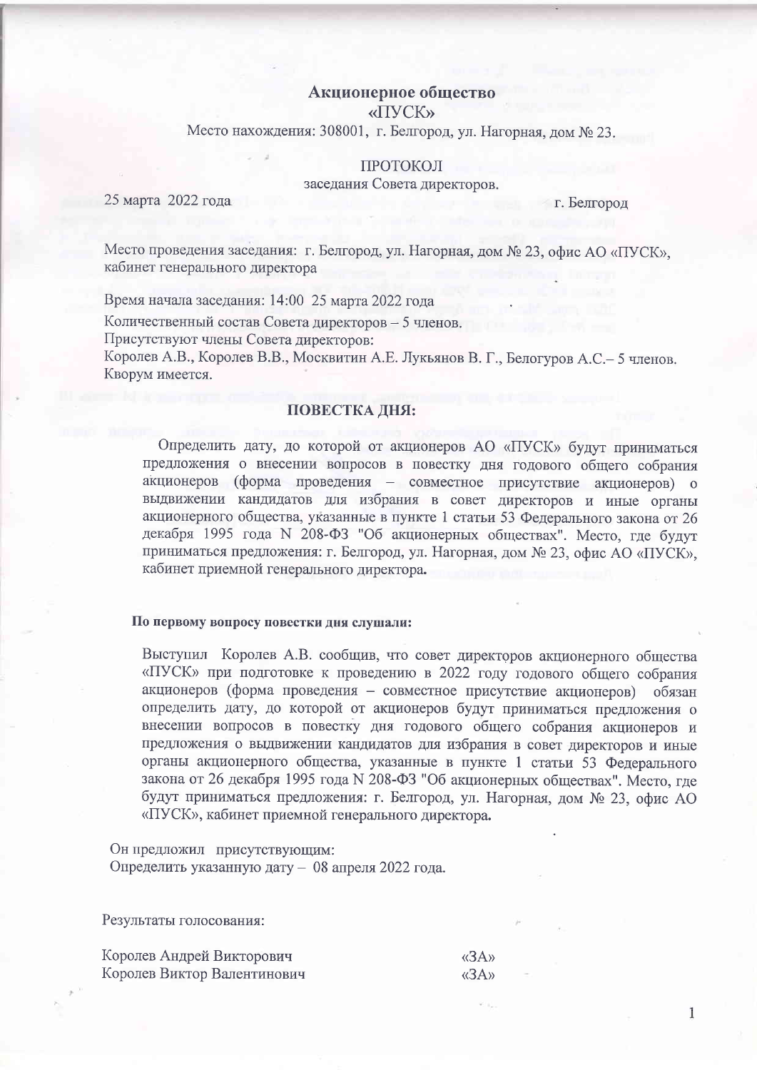**Акционерное общество**

**«ПУСК»**

Место нахождения: 308001, г. Белгород, ул. Нагорная, дом № 23.

ПРОТОКОЛ

заседания Совета директоров.

25 марта 2022 года — г. Белгород

Место проведения заседания: г. Белгород, ул. Нагорная, дом № 23, офис АО «ПУСК», кабинет генерального директора

Время начала заседания: 14:00 25 марта 2022 года

Количественный состав Совета директоров – 5 членов.

Присутствуют члены Совета директоров:

Королев А.В., Королев В.В., Москвитин А.Е. Лукьянов В. Г., Белогуров А.С.– 5 членов.

Кворум имеется.

## ПОВЕСТКА ДНЯ:

Определить дату, до которой от акционеров АО «ПУСК» будут приниматься предложения о внесении вопросов в повестку дня годового общего собрания акционеров (форма проведения – совместное присутствие акционеров) о выдвижении кандидатов для избрания в совет директоров и иные органы акционерного общества, указанные в пункте 1 статьи 53 Федерального закона от 26 декабря 1995 года N 208-ФЗ "Об акционерных обществах". Место, где будут приниматься предложения: г. Белгород, ул. Нагорная, дом № 23, офис АО «ПУСК», кабинет приемной генерального директора.

**По первому вопросу повестки дня слушали:**

Выступил Королев А.В. сообщив, что совет директоров акционерного общества «ПУСК» при подготовке к проведению в 2022 году годового общего собрания акционеров (форма проведения – совместное присутствие акционеров) обязан определить дату, до которой от акционеров будут приниматься предложения о внесении вопросов в повестку дня годового общего собрания акционеров и предложения о выдвижении кандидатов для избрания в совет директоров и иные органы акционерного общества, указанные в пункте 1 статьи 53 Федерального закона от 26 декабря 1995 года N 208-ФЗ "Об акционерных обществах". Место, где будут приниматься предложения: г. Белгород, ул. Нагорная, дом № 23, офис АО «ПУСК», кабинет приемной генерального директора.

Он предложил присутствующим:

Определить указанную дату – 08 апреля 2022 года.

Результаты голосования:

| | |
|---|---|
| Королев Андрей Викторович | «ЗА» |
| Королев Виктор Валентинович | «ЗА» |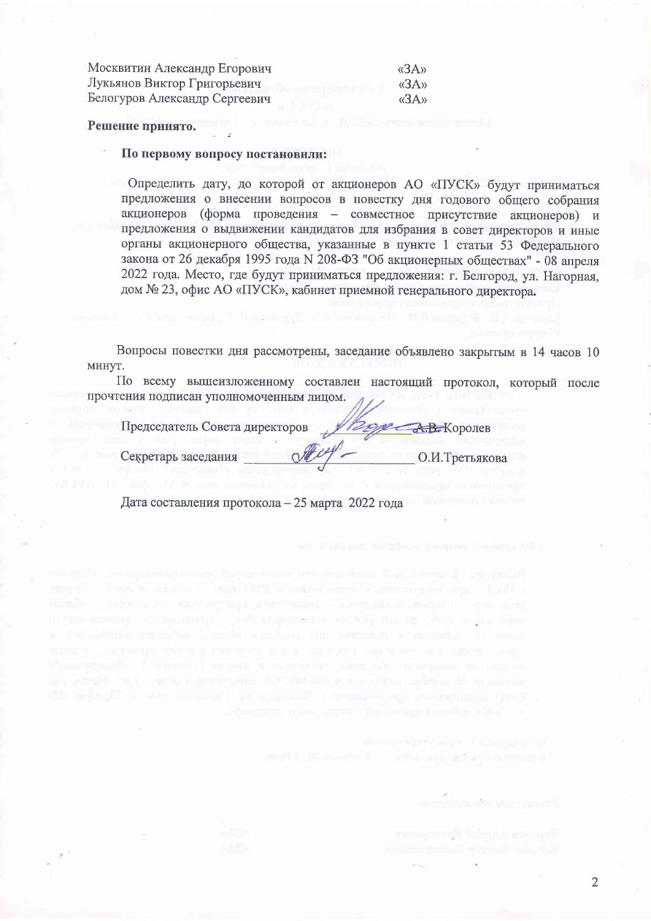| | |
|---|---|
| Москвитин Александр Егорович | «ЗА» |
| Лукьянов Виктор Григорьевич | «ЗА» |
| Белогуров Александр Сергеевич | «ЗА» |

**Решение принято.**

**По первому вопросу постановили:**

Определить дату, до которой от акционеров АО «ПУСК» будут приниматься предложения о внесении вопросов в повестку дня годового общего собрания акционеров (форма проведения – совместное присутствие акционеров) и предложения о выдвижении кандидатов для избрания в совет директоров и иные органы акционерного общества, указанные в пункте 1 статьи 53 Федерального закона от 26 декабря 1995 года N 208-ФЗ "Об акционерных обществах" - 08 апреля 2022 года. Место, где будут приниматься предложения: г. Белгород, ул. Нагорная, дом № 23, офис АО «ПУСК», кабинет приемной генерального директора.

Вопросы повестки дня рассмотрены, заседание объявлено закрытым в 14 часов 10 минут.

По всему вышеизложенному составлен настоящий протокол, который после прочтения подписан уполномоченным лицом.

Председатель Совета директоров ____________ А.В. Королев

Секретарь заседания ____________ О.И.Третьякова

Дата составления протокола – 25 марта 2022 года